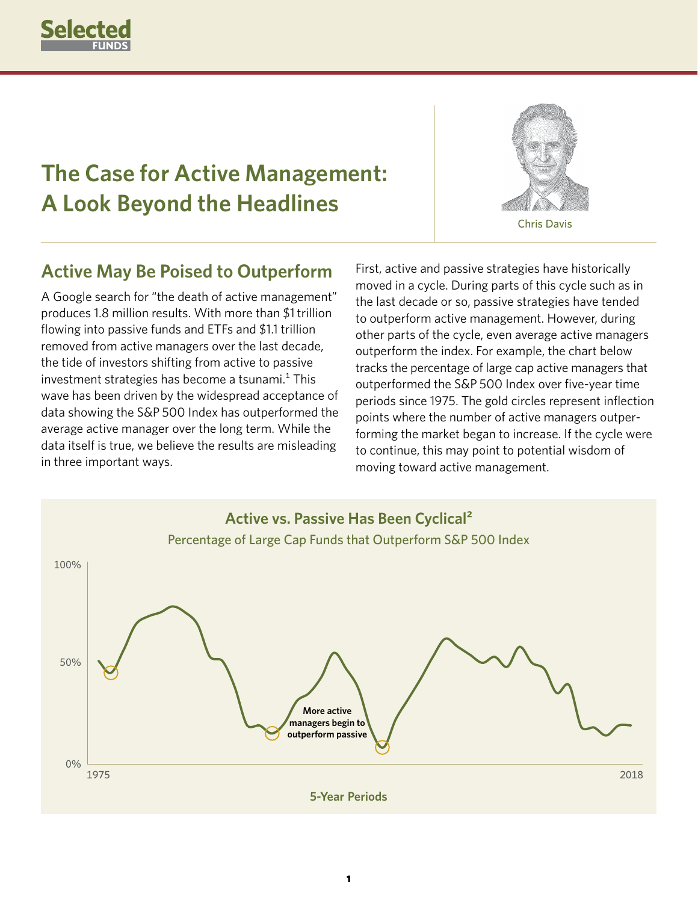Selected FUNDS

# The Case for Active Management: A Look Beyond the Headlines

Chris Davis

## Active May Be Poised to Outperform

A Google search for "the death of active management" produces 1.8 million results. With more than $1 trillion flowing into passive funds and ETFs and $1.1 trillion removed from active managers over the last decade, the tide of investors shifting from active to passive investment strategies has become a tsunami.[1] This wave has been driven by the widespread acceptance of data showing the S&P 500 Index has outperformed the average active manager over the long term. While the data itself is true, we believe the results are misleading in three important ways.

First, active and passive strategies have historically moved in a cycle. During parts of this cycle such as in the last decade or so, passive strategies have tended to outperform active management. However, during other parts of the cycle, even average active managers outperform the index. For example, the chart below tracks the percentage of large cap active managers that outperformed the S&P 500 Index over five-year time periods since 1975. The gold circles represent inflection points where the number of active managers outperforming the market began to increase. If the cycle were to continue, this may point to potential wisdom of moving toward active management.

**Active vs. Passive Has Been Cyclical[2]**

Percentage of Large Cap Funds that Outperform S&P 500 Index

100%

50%

0%

More active managers begin to outperform passive

1975 2018

**5-Year Periods**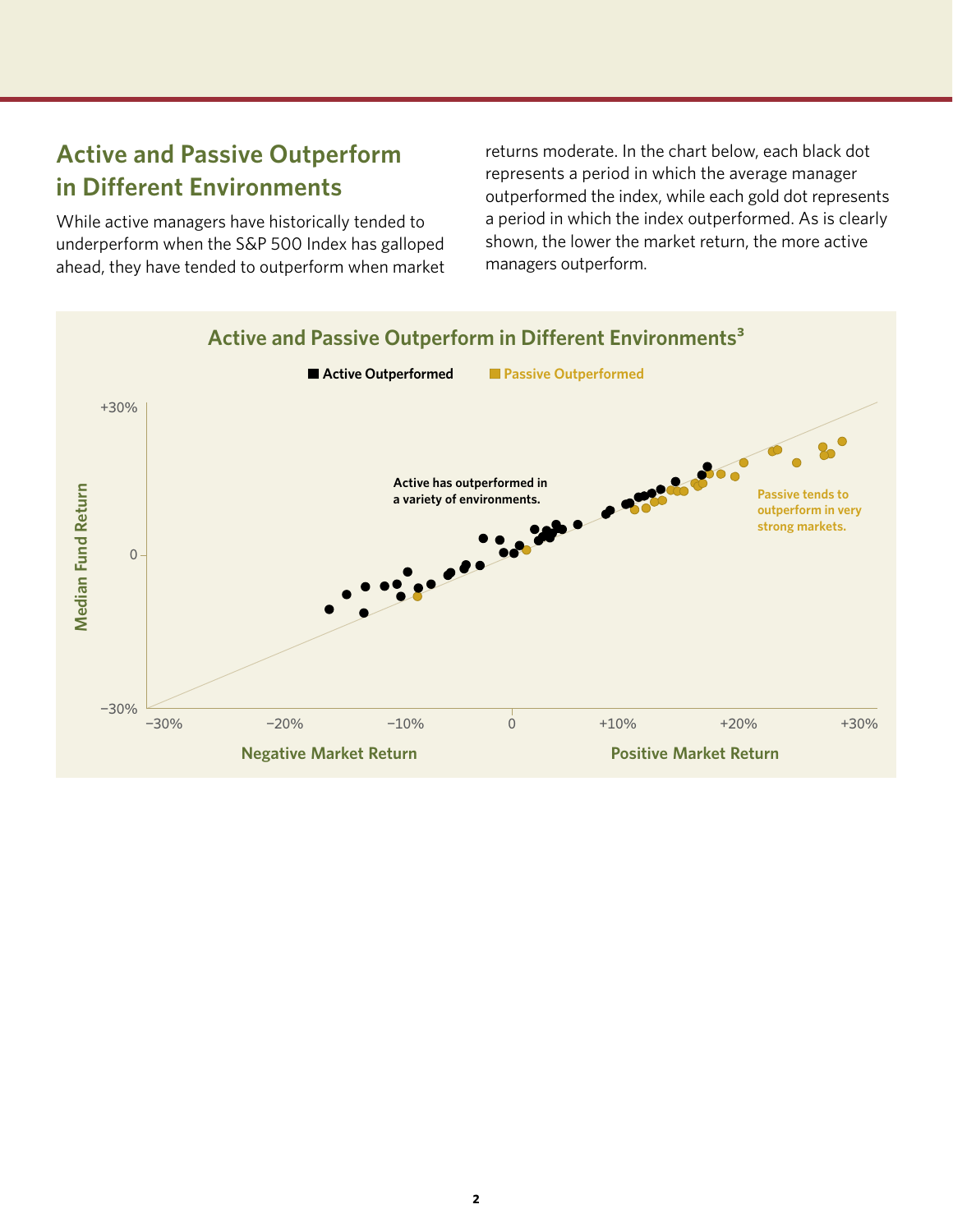## Active and Passive Outperform in Different Environments

While active managers have historically tended to underperform when the S&P 500 Index has galloped ahead, they have tended to outperform when market returns moderate. In the chart below, each black dot represents a period in which the average manager outperformed the index, while each gold dot represents a period in which the index outperformed. As is clearly shown, the lower the market return, the more active managers outperform.

**Active and Passive Outperform in Different Environments**[3]

■ Active Outperformed ■ Passive Outperformed

Median Fund Return (y-axis: −30% to +30%)

Negative Market Return / Positive Market Return (x-axis: −30% to +30%)

Active has outperformed in a variety of environments.

Passive tends to outperform in very strong markets.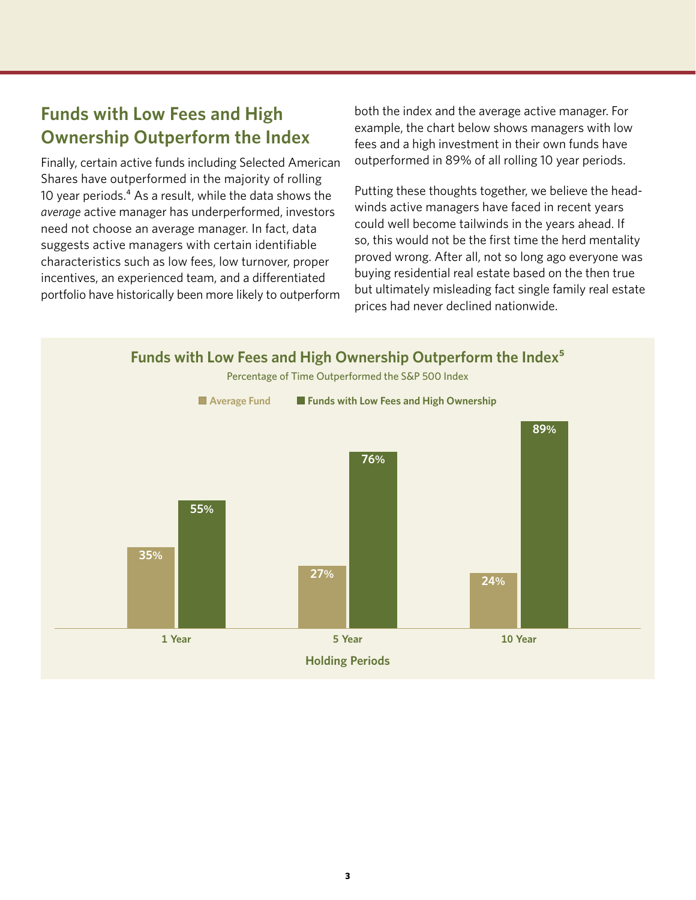## Funds with Low Fees and High Ownership Outperform the Index

Finally, certain active funds including Selected American Shares have outperformed in the majority of rolling 10 year periods.[4] As a result, while the data shows the *average* active manager has underperformed, investors need not choose an average manager. In fact, data suggests active managers with certain identifiable characteristics such as low fees, low turnover, proper incentives, an experienced team, and a differentiated portfolio have historically been more likely to outperform both the index and the average active manager. For example, the chart below shows managers with low fees and a high investment in their own funds have outperformed in 89% of all rolling 10 year periods.

Putting these thoughts together, we believe the headwinds active managers have faced in recent years could well become tailwinds in the years ahead. If so, this would not be the first time the herd mentality proved wrong. After all, not so long ago everyone was buying residential real estate based on the then true but ultimately misleading fact single family real estate prices had never declined nationwide.

### Funds with Low Fees and High Ownership Outperform the Index[5]

Percentage of Time Outperformed the S&P 500 Index

| Holding Periods | Average Fund | Funds with Low Fees and High Ownership |
|---|---|---|
| 1 Year | 35% | 55% |
| 5 Year | 27% | 76% |
| 10 Year | 24% | 89% |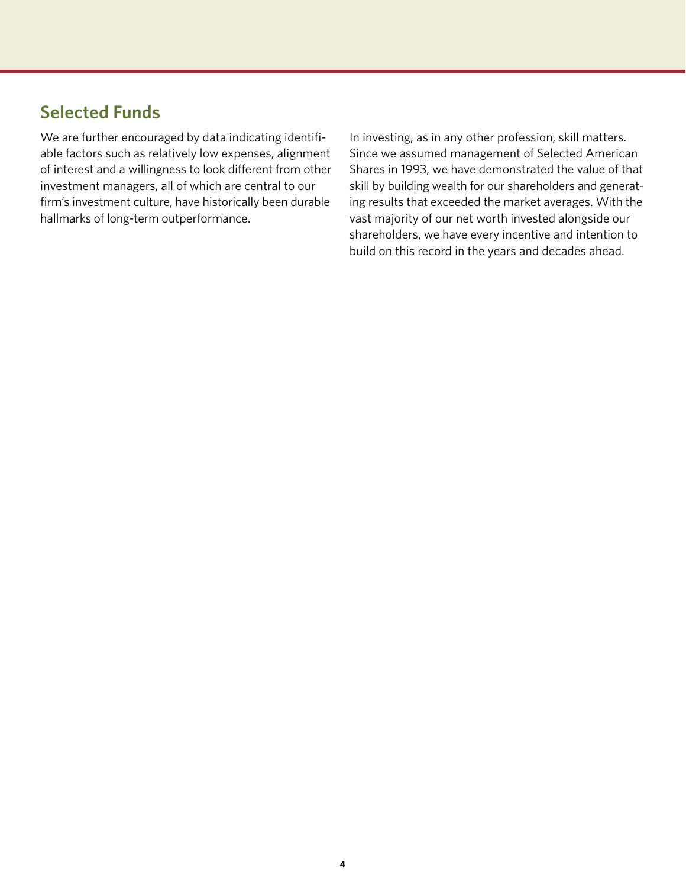## Selected Funds

We are further encouraged by data indicating identifiable factors such as relatively low expenses, alignment of interest and a willingness to look different from other investment managers, all of which are central to our firm's investment culture, have historically been durable hallmarks of long-term outperformance.

In investing, as in any other profession, skill matters. Since we assumed management of Selected American Shares in 1993, we have demonstrated the value of that skill by building wealth for our shareholders and generating results that exceeded the market averages. With the vast majority of our net worth invested alongside our shareholders, we have every incentive and intention to build on this record in the years and decades ahead.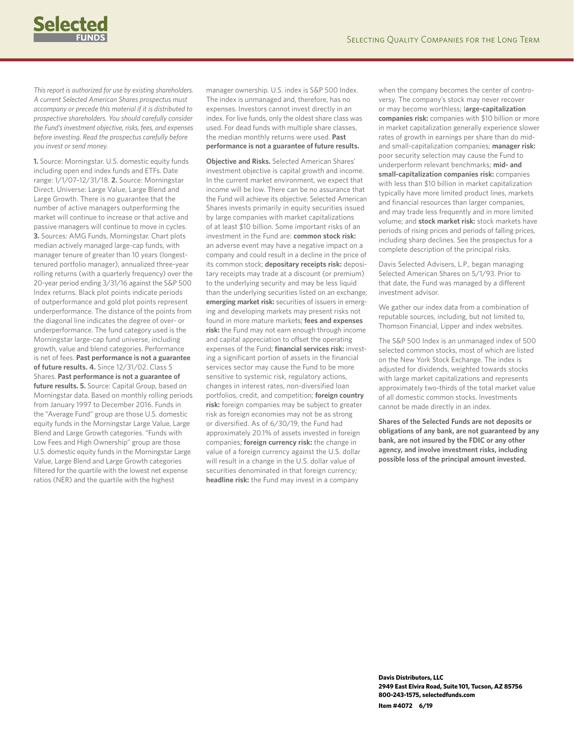*This report is authorized for use by existing shareholders. A current Selected American Shares prospectus must accompany or precede this material if it is distributed to prospective shareholders. You should carefully consider the Fund's investment objective, risks, fees, and expenses before investing. Read the prospectus carefully before you invest or send money.*

**1.** Source: Morningstar. U.S. domestic equity funds including open end index funds and ETFs. Date range: 1/1/07–12/31/18. **2.** Source: Morningstar Direct. Universe: Large Value, Large Blend and Large Growth. There is no guarantee that the number of active managers outperforming the market will continue to increase or that active and passive managers will continue to move in cycles. **3.** Sources: AMG Funds, Morningstar. Chart plots median actively managed large-cap funds, with manager tenure of greater than 10 years (longest-tenured portfolio manager), annualized three-year rolling returns (with a quarterly frequency) over the 20-year period ending 3/31/16 against the S&P 500 Index returns. Black plot points indicate periods of outperformance and gold plot points represent underperformance. The distance of the points from the diagonal line indicates the degree of over- or underperformance. The fund category used is the Morningstar large-cap fund universe, including growth, value and blend categories. Performance is net of fees. **Past performance is not a guarantee of future results. 4.** Since 12/31/02. Class S Shares. **Past performance is not a guarantee of future results. 5.** Source: Capital Group, based on Morningstar data. Based on monthly rolling periods from January 1997 to December 2016. Funds in the "Average Fund" group are those U.S. domestic equity funds in the Morningstar Large Value, Large Blend and Large Growth categories. "Funds with Low Fees and High Ownership" group are those U.S. domestic equity funds in the Morningstar Large Value, Large Blend and Large Growth categories filtered for the quartile with the lowest net expense ratios (NER) and the quartile with the highest manager ownership. U.S. index is S&P 500 Index. The index is unmanaged and, therefore, has no expenses. Investors cannot invest directly in an index. For live funds, only the oldest share class was used. For dead funds with multiple share classes, the median monthly returns were used. **Past performance is not a guarantee of future results.**

**Objective and Risks.** Selected American Shares' investment objective is capital growth and income. In the current market environment, we expect that income will be low. There can be no assurance that the Fund will achieve its objective. Selected American Shares invests primarily in equity securities issued by large companies with market capitalizations of at least $10 billion. Some important risks of an investment in the Fund are: **common stock risk:** an adverse event may have a negative impact on a company and could result in a decline in the price of its common stock; **depositary receipts risk:** depositary receipts may trade at a discount (or premium) to the underlying security and may be less liquid than the underlying securities listed on an exchange; **emerging market risk:** securities of issuers in emerging and developing markets may present risks not found in more mature markets; **fees and expenses risk:** the Fund may not earn enough through income and capital appreciation to offset the operating expenses of the Fund; **financial services risk:** investing a significant portion of assets in the financial services sector may cause the Fund to be more sensitive to systemic risk, regulatory actions, changes in interest rates, non-diversified loan portfolios, credit, and competition; **foreign country risk:** foreign companies may be subject to greater risk as foreign economies may not be as strong or diversified. As of 6/30/19, the Fund had approximately 20.1% of assets invested in foreign companies; **foreign currency risk:** the change in value of a foreign currency against the U.S. dollar will result in a change in the U.S. dollar value of securities denominated in that foreign currency; **headline risk:** the Fund may invest in a company when the company becomes the center of controversy. The company's stock may never recover or may become worthless; l**arge-capitalization companies risk:** companies with $10 billion or more in market capitalization generally experience slower rates of growth in earnings per share than do mid- and small-capitalization companies; **manager risk:** poor security selection may cause the Fund to underperform relevant benchmarks; **mid- and small-capitalization companies risk:** companies with less than $10 billion in market capitalization typically have more limited product lines, markets and financial resources than larger companies, and may trade less frequently and in more limited volume; and **stock market risk:** stock markets have periods of rising prices and periods of falling prices, including sharp declines. See the prospectus for a complete description of the principal risks.

Davis Selected Advisers, L.P., began managing Selected American Shares on 5/1/93. Prior to that date, the Fund was managed by a different investment advisor.

We gather our index data from a combination of reputable sources, including, but not limited to, Thomson Financial, Lipper and index websites.

The S&P 500 Index is an unmanaged index of 500 selected common stocks, most of which are listed on the New York Stock Exchange. The index is adjusted for dividends, weighted towards stocks with large market capitalizations and represents approximately two-thirds of the total market value of all domestic common stocks. Investments cannot be made directly in an index.

**Shares of the Selected Funds are not deposits or obligations of any bank, are not guaranteed by any bank, are not insured by the FDIC or any other agency, and involve investment risks, including possible loss of the principal amount invested.**

**Davis Distributors, LLC**
**2949 East Elvira Road, Suite 101, Tucson, AZ 85756**
**800-243-1575, selectedfunds.com**

**Item #4072 6/19**